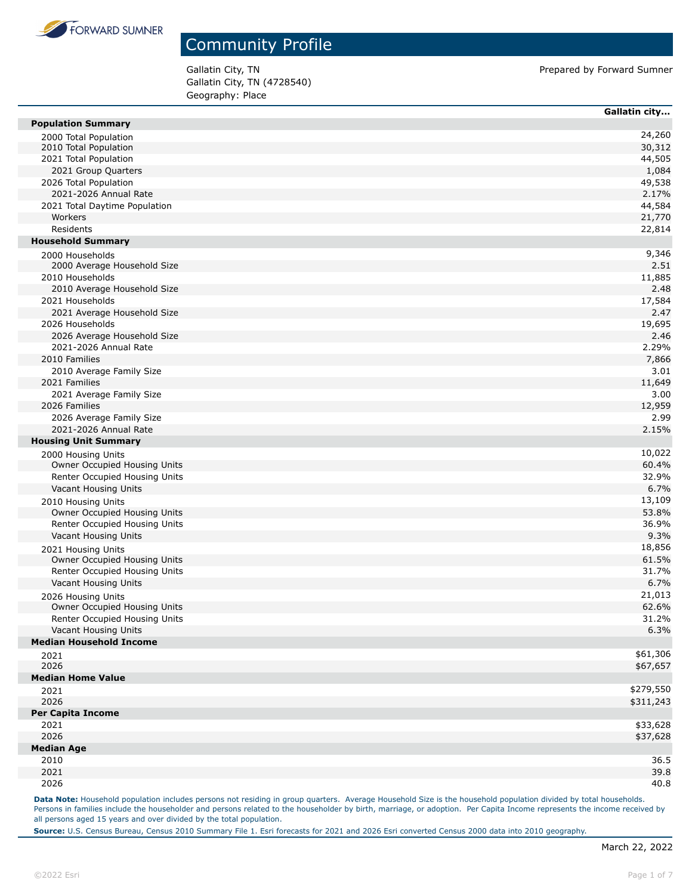FORWARD SUMNER

# Community Profile

Gallatin City, TN
Gallatin City, TN (4728540)
Geography: Place

Prepared by Forward Sumner

| | Gallatin city... |
|---|---|
| **Population Summary** | |
| 2000 Total Population | 24,260 |
| 2010 Total Population | 30,312 |
| 2021 Total Population | 44,505 |
| 2021 Group Quarters | 1,084 |
| 2026 Total Population | 49,538 |
| 2021-2026 Annual Rate | 2.17% |
| 2021 Total Daytime Population | 44,584 |
| Workers | 21,770 |
| Residents | 22,814 |
| **Household Summary** | |
| 2000 Households | 9,346 |
| 2000 Average Household Size | 2.51 |
| 2010 Households | 11,885 |
| 2010 Average Household Size | 2.48 |
| 2021 Households | 17,584 |
| 2021 Average Household Size | 2.47 |
| 2026 Households | 19,695 |
| 2026 Average Household Size | 2.46 |
| 2021-2026 Annual Rate | 2.29% |
| 2010 Families | 7,866 |
| 2010 Average Family Size | 3.01 |
| 2021 Families | 11,649 |
| 2021 Average Family Size | 3.00 |
| 2026 Families | 12,959 |
| 2026 Average Family Size | 2.99 |
| 2021-2026 Annual Rate | 2.15% |
| **Housing Unit Summary** | |
| 2000 Housing Units | 10,022 |
| Owner Occupied Housing Units | 60.4% |
| Renter Occupied Housing Units | 32.9% |
| Vacant Housing Units | 6.7% |
| 2010 Housing Units | 13,109 |
| Owner Occupied Housing Units | 53.8% |
| Renter Occupied Housing Units | 36.9% |
| Vacant Housing Units | 9.3% |
| 2021 Housing Units | 18,856 |
| Owner Occupied Housing Units | 61.5% |
| Renter Occupied Housing Units | 31.7% |
| Vacant Housing Units | 6.7% |
| 2026 Housing Units | 21,013 |
| Owner Occupied Housing Units | 62.6% |
| Renter Occupied Housing Units | 31.2% |
| Vacant Housing Units | 6.3% |
| **Median Household Income** | |
| 2021 | $61,306 |
| 2026 | $67,657 |
| **Median Home Value** | |
| 2021 | $279,550 |
| 2026 | $311,243 |
| **Per Capita Income** | |
| 2021 | $33,628 |
| 2026 | $37,628 |
| **Median Age** | |
| 2010 | 36.5 |
| 2021 | 39.8 |
| 2026 | 40.8 |

**Data Note:** Household population includes persons not residing in group quarters. Average Household Size is the household population divided by total households. Persons in families include the householder and persons related to the householder by birth, marriage, or adoption. Per Capita Income represents the income received by all persons aged 15 years and over divided by the total population.

**Source:** U.S. Census Bureau, Census 2010 Summary File 1. Esri forecasts for 2021 and 2026 Esri converted Census 2000 data into 2010 geography.

March 22, 2022

©2022 Esri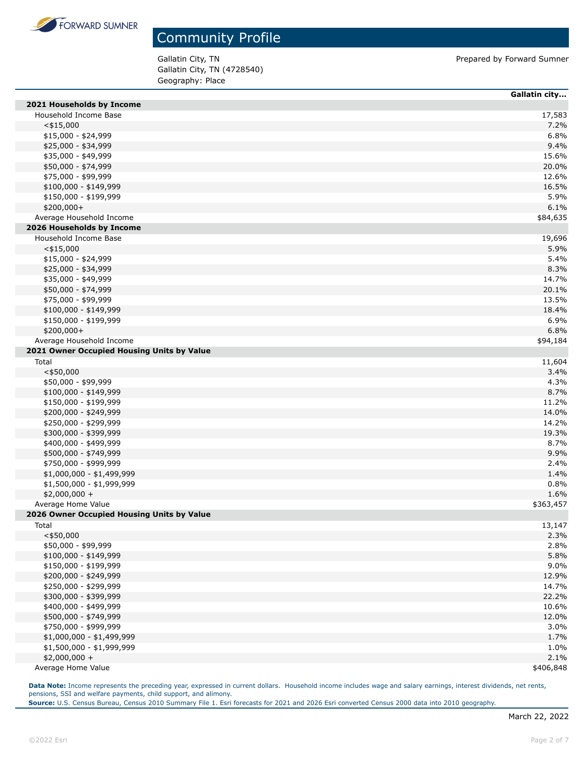# Community Profile

Gallatin City, TN
Gallatin City, TN (4728540)
Geography: Place

Prepared by Forward Sumner

| | Gallatin city... |
|---|---|
| **2021 Households by Income** | |
| Household Income Base | 17,583 |
| <$15,000 | 7.2% |
| $15,000 - $24,999 | 6.8% |
| $25,000 - $34,999 | 9.4% |
| $35,000 - $49,999 | 15.6% |
| $50,000 - $74,999 | 20.0% |
| $75,000 - $99,999 | 12.6% |
| $100,000 - $149,999 | 16.5% |
| $150,000 - $199,999 | 5.9% |
| $200,000+ | 6.1% |
| Average Household Income | $84,635 |
| **2026 Households by Income** | |
| Household Income Base | 19,696 |
| <$15,000 | 5.9% |
| $15,000 - $24,999 | 5.4% |
| $25,000 - $34,999 | 8.3% |
| $35,000 - $49,999 | 14.7% |
| $50,000 - $74,999 | 20.1% |
| $75,000 - $99,999 | 13.5% |
| $100,000 - $149,999 | 18.4% |
| $150,000 - $199,999 | 6.9% |
| $200,000+ | 6.8% |
| Average Household Income | $94,184 |
| **2021 Owner Occupied Housing Units by Value** | |
| Total | 11,604 |
| <$50,000 | 3.4% |
| $50,000 - $99,999 | 4.3% |
| $100,000 - $149,999 | 8.7% |
| $150,000 - $199,999 | 11.2% |
| $200,000 - $249,999 | 14.0% |
| $250,000 - $299,999 | 14.2% |
| $300,000 - $399,999 | 19.3% |
| $400,000 - $499,999 | 8.7% |
| $500,000 - $749,999 | 9.9% |
| $750,000 - $999,999 | 2.4% |
| $1,000,000 - $1,499,999 | 1.4% |
| $1,500,000 - $1,999,999 | 0.8% |
| $2,000,000 + | 1.6% |
| Average Home Value | $363,457 |
| **2026 Owner Occupied Housing Units by Value** | |
| Total | 13,147 |
| <$50,000 | 2.3% |
| $50,000 - $99,999 | 2.8% |
| $100,000 - $149,999 | 5.8% |
| $150,000 - $199,999 | 9.0% |
| $200,000 - $249,999 | 12.9% |
| $250,000 - $299,999 | 14.7% |
| $300,000 - $399,999 | 22.2% |
| $400,000 - $499,999 | 10.6% |
| $500,000 - $749,999 | 12.0% |
| $750,000 - $999,999 | 3.0% |
| $1,000,000 - $1,499,999 | 1.7% |
| $1,500,000 - $1,999,999 | 1.0% |
| $2,000,000 + | 2.1% |
| Average Home Value | $406,848 |

**Data Note:** Income represents the preceding year, expressed in current dollars. Household income includes wage and salary earnings, interest dividends, net rents, pensions, SSI and welfare payments, child support, and alimony.
**Source:** U.S. Census Bureau, Census 2010 Summary File 1. Esri forecasts for 2021 and 2026 Esri converted Census 2000 data into 2010 geography.

March 22, 2022

©2022 Esri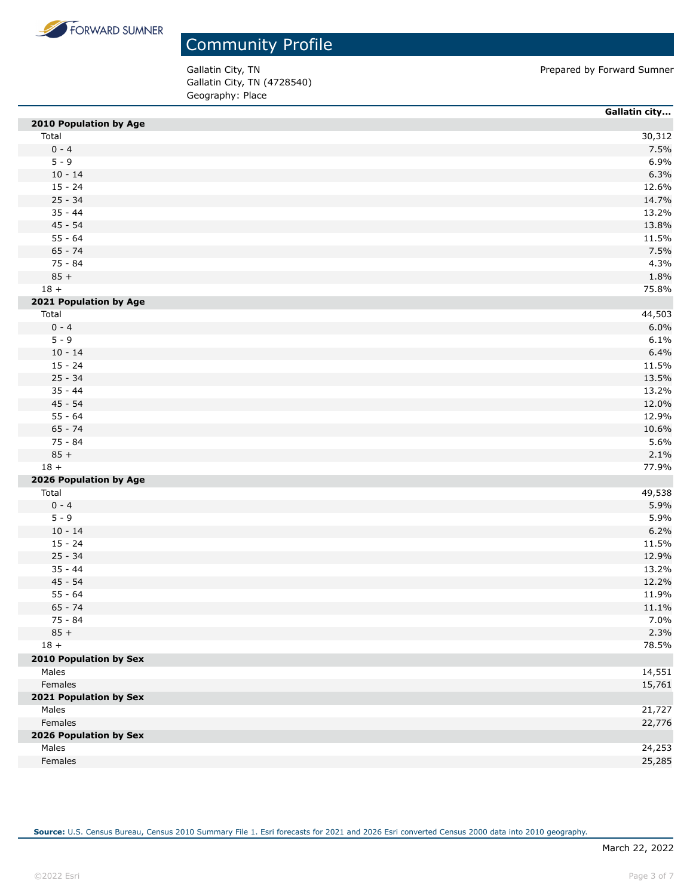FORWARD SUMNER

# Community Profile

Gallatin City, TN
Gallatin City, TN (4728540)
Geography: Place

Prepared by Forward Sumner

| | Gallatin city... |
|---|---|
| **2010 Population by Age** | |
| Total | 30,312 |
| 0 - 4 | 7.5% |
| 5 - 9 | 6.9% |
| 10 - 14 | 6.3% |
| 15 - 24 | 12.6% |
| 25 - 34 | 14.7% |
| 35 - 44 | 13.2% |
| 45 - 54 | 13.8% |
| 55 - 64 | 11.5% |
| 65 - 74 | 7.5% |
| 75 - 84 | 4.3% |
| 85 + | 1.8% |
| 18 + | 75.8% |
| **2021 Population by Age** | |
| Total | 44,503 |
| 0 - 4 | 6.0% |
| 5 - 9 | 6.1% |
| 10 - 14 | 6.4% |
| 15 - 24 | 11.5% |
| 25 - 34 | 13.5% |
| 35 - 44 | 13.2% |
| 45 - 54 | 12.0% |
| 55 - 64 | 12.9% |
| 65 - 74 | 10.6% |
| 75 - 84 | 5.6% |
| 85 + | 2.1% |
| 18 + | 77.9% |
| **2026 Population by Age** | |
| Total | 49,538 |
| 0 - 4 | 5.9% |
| 5 - 9 | 5.9% |
| 10 - 14 | 6.2% |
| 15 - 24 | 11.5% |
| 25 - 34 | 12.9% |
| 35 - 44 | 13.2% |
| 45 - 54 | 12.2% |
| 55 - 64 | 11.9% |
| 65 - 74 | 11.1% |
| 75 - 84 | 7.0% |
| 85 + | 2.3% |
| 18 + | 78.5% |
| **2010 Population by Sex** | |
| Males | 14,551 |
| Females | 15,761 |
| **2021 Population by Sex** | |
| Males | 21,727 |
| Females | 22,776 |
| **2026 Population by Sex** | |
| Males | 24,253 |
| Females | 25,285 |

**Source:** U.S. Census Bureau, Census 2010 Summary File 1. Esri forecasts for 2021 and 2026 Esri converted Census 2000 data into 2010 geography.

March 22, 2022

©2022 Esri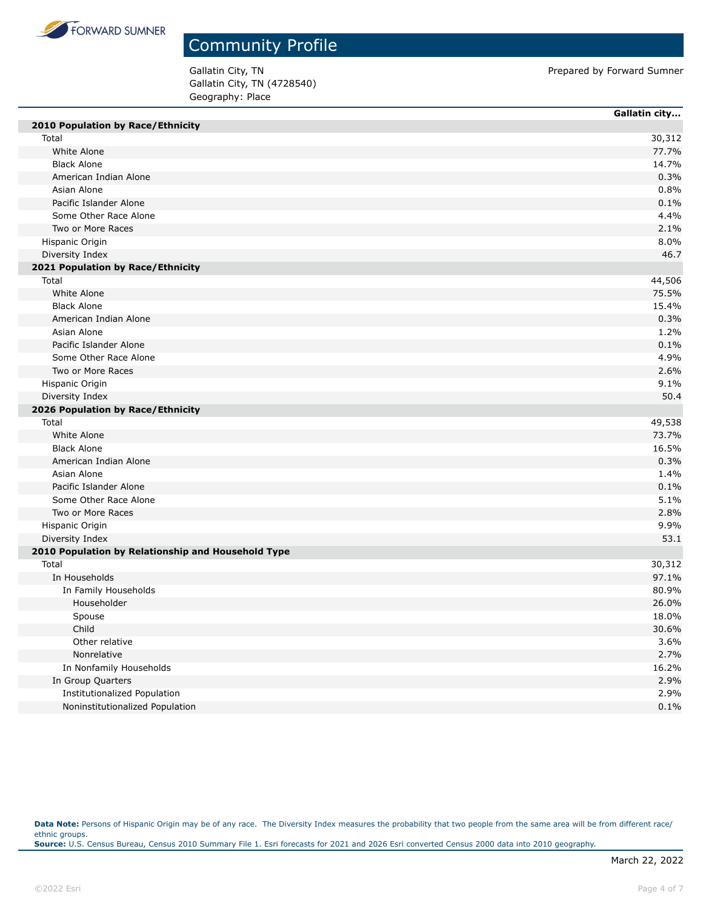# Community Profile

Gallatin City, TN
Gallatin City, TN (4728540)
Geography: Place

Prepared by Forward Sumner

| | Gallatin city... |
|---|---|
| **2010 Population by Race/Ethnicity** | |
| Total | 30,312 |
| White Alone | 77.7% |
| Black Alone | 14.7% |
| American Indian Alone | 0.3% |
| Asian Alone | 0.8% |
| Pacific Islander Alone | 0.1% |
| Some Other Race Alone | 4.4% |
| Two or More Races | 2.1% |
| Hispanic Origin | 8.0% |
| Diversity Index | 46.7 |
| **2021 Population by Race/Ethnicity** | |
| Total | 44,506 |
| White Alone | 75.5% |
| Black Alone | 15.4% |
| American Indian Alone | 0.3% |
| Asian Alone | 1.2% |
| Pacific Islander Alone | 0.1% |
| Some Other Race Alone | 4.9% |
| Two or More Races | 2.6% |
| Hispanic Origin | 9.1% |
| Diversity Index | 50.4 |
| **2026 Population by Race/Ethnicity** | |
| Total | 49,538 |
| White Alone | 73.7% |
| Black Alone | 16.5% |
| American Indian Alone | 0.3% |
| Asian Alone | 1.4% |
| Pacific Islander Alone | 0.1% |
| Some Other Race Alone | 5.1% |
| Two or More Races | 2.8% |
| Hispanic Origin | 9.9% |
| Diversity Index | 53.1 |
| **2010 Population by Relationship and Household Type** | |
| Total | 30,312 |
| In Households | 97.1% |
| In Family Households | 80.9% |
| Householder | 26.0% |
| Spouse | 18.0% |
| Child | 30.6% |
| Other relative | 3.6% |
| Nonrelative | 2.7% |
| In Nonfamily Households | 16.2% |
| In Group Quarters | 2.9% |
| Institutionalized Population | 2.9% |
| Noninstitutionalized Population | 0.1% |

**Data Note:** Persons of Hispanic Origin may be of any race. The Diversity Index measures the probability that two people from the same area will be from different race/ethnic groups.
**Source:** U.S. Census Bureau, Census 2010 Summary File 1. Esri forecasts for 2021 and 2026 Esri converted Census 2000 data into 2010 geography.

March 22, 2022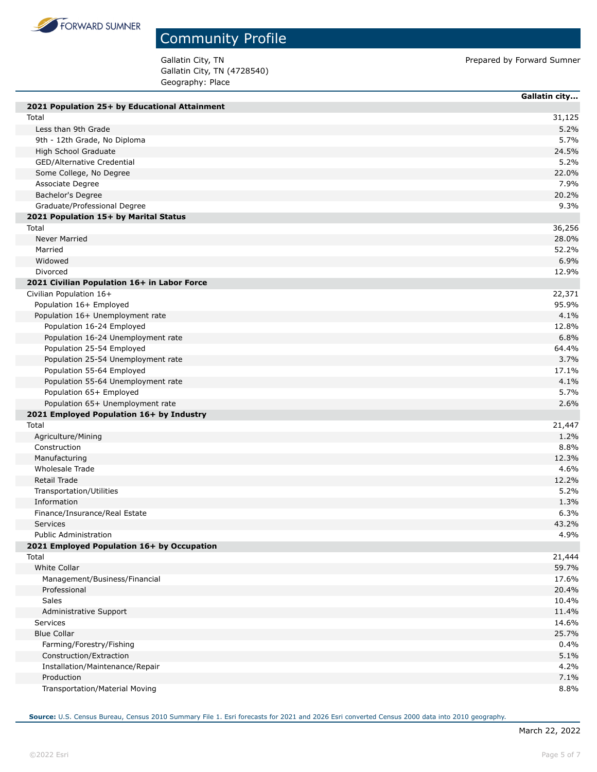# Community Profile

Gallatin City, TN
Gallatin City, TN (4728540)
Geography: Place

Prepared by Forward Sumner

| | Gallatin city... |
|---|---|
| **2021 Population 25+ by Educational Attainment** | |
| Total | 31,125 |
| Less than 9th Grade | 5.2% |
| 9th - 12th Grade, No Diploma | 5.7% |
| High School Graduate | 24.5% |
| GED/Alternative Credential | 5.2% |
| Some College, No Degree | 22.0% |
| Associate Degree | 7.9% |
| Bachelor's Degree | 20.2% |
| Graduate/Professional Degree | 9.3% |
| **2021 Population 15+ by Marital Status** | |
| Total | 36,256 |
| Never Married | 28.0% |
| Married | 52.2% |
| Widowed | 6.9% |
| Divorced | 12.9% |
| **2021 Civilian Population 16+ in Labor Force** | |
| Civilian Population 16+ | 22,371 |
| Population 16+ Employed | 95.9% |
| Population 16+ Unemployment rate | 4.1% |
| Population 16-24 Employed | 12.8% |
| Population 16-24 Unemployment rate | 6.8% |
| Population 25-54 Employed | 64.4% |
| Population 25-54 Unemployment rate | 3.7% |
| Population 55-64 Employed | 17.1% |
| Population 55-64 Unemployment rate | 4.1% |
| Population 65+ Employed | 5.7% |
| Population 65+ Unemployment rate | 2.6% |
| **2021 Employed Population 16+ by Industry** | |
| Total | 21,447 |
| Agriculture/Mining | 1.2% |
| Construction | 8.8% |
| Manufacturing | 12.3% |
| Wholesale Trade | 4.6% |
| Retail Trade | 12.2% |
| Transportation/Utilities | 5.2% |
| Information | 1.3% |
| Finance/Insurance/Real Estate | 6.3% |
| Services | 43.2% |
| Public Administration | 4.9% |
| **2021 Employed Population 16+ by Occupation** | |
| Total | 21,444 |
| White Collar | 59.7% |
| Management/Business/Financial | 17.6% |
| Professional | 20.4% |
| Sales | 10.4% |
| Administrative Support | 11.4% |
| Services | 14.6% |
| Blue Collar | 25.7% |
| Farming/Forestry/Fishing | 0.4% |
| Construction/Extraction | 5.1% |
| Installation/Maintenance/Repair | 4.2% |
| Production | 7.1% |
| Transportation/Material Moving | 8.8% |

**Source:** U.S. Census Bureau, Census 2010 Summary File 1. Esri forecasts for 2021 and 2026 Esri converted Census 2000 data into 2010 geography.

March 22, 2022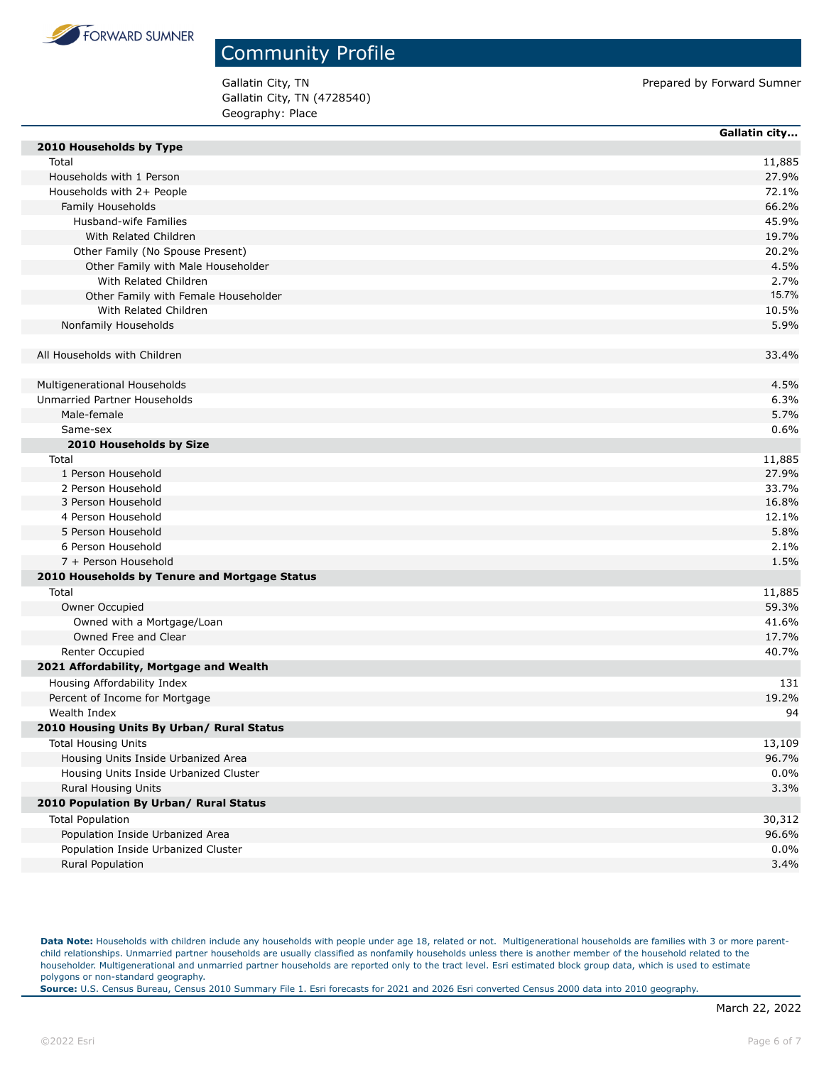# Community Profile

Gallatin City, TN
Gallatin City, TN (4728540)
Geography: Place

Prepared by Forward Sumner

| | Gallatin city... |
|---|---|
| **2010 Households by Type** | |
| Total | 11,885 |
| Households with 1 Person | 27.9% |
| Households with 2+ People | 72.1% |
| Family Households | 66.2% |
| Husband-wife Families | 45.9% |
| With Related Children | 19.7% |
| Other Family (No Spouse Present) | 20.2% |
| Other Family with Male Householder | 4.5% |
| With Related Children | 2.7% |
| Other Family with Female Householder | 15.7% |
| With Related Children | 10.5% |
| Nonfamily Households | 5.9% |
| | |
| All Households with Children | 33.4% |
| | |
| Multigenerational Households | 4.5% |
| Unmarried Partner Households | 6.3% |
| Male-female | 5.7% |
| Same-sex | 0.6% |
| **2010 Households by Size** | |
| Total | 11,885 |
| 1 Person Household | 27.9% |
| 2 Person Household | 33.7% |
| 3 Person Household | 16.8% |
| 4 Person Household | 12.1% |
| 5 Person Household | 5.8% |
| 6 Person Household | 2.1% |
| 7 + Person Household | 1.5% |
| **2010 Households by Tenure and Mortgage Status** | |
| Total | 11,885 |
| Owner Occupied | 59.3% |
| Owned with a Mortgage/Loan | 41.6% |
| Owned Free and Clear | 17.7% |
| Renter Occupied | 40.7% |
| **2021 Affordability, Mortgage and Wealth** | |
| Housing Affordability Index | 131 |
| Percent of Income for Mortgage | 19.2% |
| Wealth Index | 94 |
| **2010 Housing Units By Urban/ Rural Status** | |
| Total Housing Units | 13,109 |
| Housing Units Inside Urbanized Area | 96.7% |
| Housing Units Inside Urbanized Cluster | 0.0% |
| Rural Housing Units | 3.3% |
| **2010 Population By Urban/ Rural Status** | |
| Total Population | 30,312 |
| Population Inside Urbanized Area | 96.6% |
| Population Inside Urbanized Cluster | 0.0% |
| Rural Population | 3.4% |

**Data Note:** Households with children include any households with people under age 18, related or not. Multigenerational households are families with 3 or more parent-child relationships. Unmarried partner households are usually classified as nonfamily households unless there is another member of the household related to the householder. Multigenerational and unmarried partner households are reported only to the tract level. Esri estimated block group data, which is used to estimate polygons or non-standard geography.
**Source:** U.S. Census Bureau, Census 2010 Summary File 1. Esri forecasts for 2021 and 2026 Esri converted Census 2000 data into 2010 geography.

March 22, 2022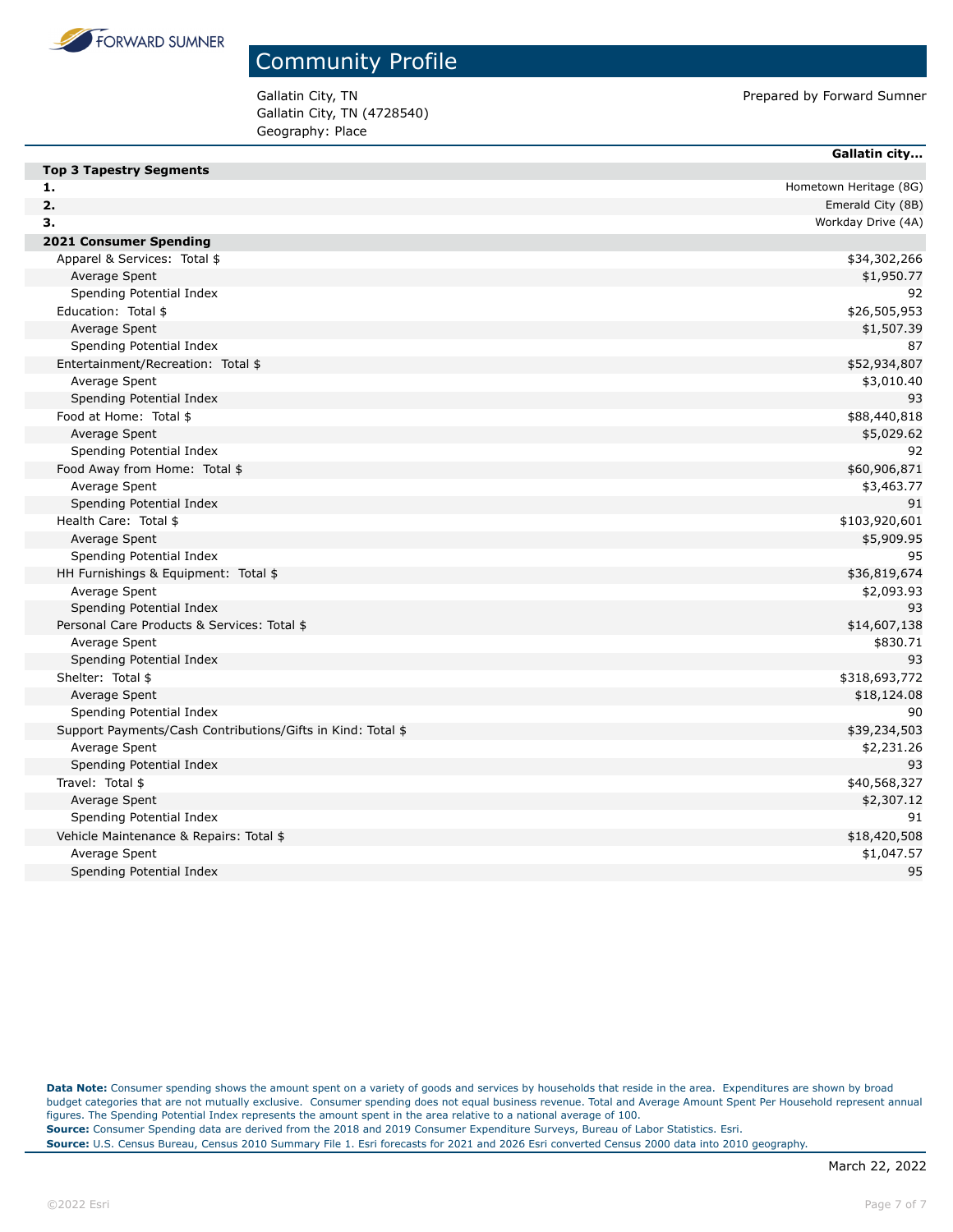# Community Profile

Gallatin City, TN
Gallatin City, TN (4728540)
Geography: Place

Prepared by Forward Sumner

| | Gallatin city... |
|---|---|
| **Top 3 Tapestry Segments** | |
| **1.** | Hometown Heritage (8G) |
| **2.** | Emerald City (8B) |
| **3.** | Workday Drive (4A) |
| **2021 Consumer Spending** | |
| Apparel & Services: Total $ | $34,302,266 |
| Average Spent | $1,950.77 |
| Spending Potential Index | 92 |
| Education: Total $ | $26,505,953 |
| Average Spent | $1,507.39 |
| Spending Potential Index | 87 |
| Entertainment/Recreation: Total $ | $52,934,807 |
| Average Spent | $3,010.40 |
| Spending Potential Index | 93 |
| Food at Home: Total $ | $88,440,818 |
| Average Spent | $5,029.62 |
| Spending Potential Index | 92 |
| Food Away from Home: Total $ | $60,906,871 |
| Average Spent | $3,463.77 |
| Spending Potential Index | 91 |
| Health Care: Total $ | $103,920,601 |
| Average Spent | $5,909.95 |
| Spending Potential Index | 95 |
| HH Furnishings & Equipment: Total $ | $36,819,674 |
| Average Spent | $2,093.93 |
| Spending Potential Index | 93 |
| Personal Care Products & Services: Total $ | $14,607,138 |
| Average Spent | $830.71 |
| Spending Potential Index | 93 |
| Shelter: Total $ | $318,693,772 |
| Average Spent | $18,124.08 |
| Spending Potential Index | 90 |
| Support Payments/Cash Contributions/Gifts in Kind: Total $ | $39,234,503 |
| Average Spent | $2,231.26 |
| Spending Potential Index | 93 |
| Travel: Total $ | $40,568,327 |
| Average Spent | $2,307.12 |
| Spending Potential Index | 91 |
| Vehicle Maintenance & Repairs: Total $ | $18,420,508 |
| Average Spent | $1,047.57 |
| Spending Potential Index | 95 |

**Data Note:** Consumer spending shows the amount spent on a variety of goods and services by households that reside in the area. Expenditures are shown by broad budget categories that are not mutually exclusive. Consumer spending does not equal business revenue. Total and Average Amount Spent Per Household represent annual figures. The Spending Potential Index represents the amount spent in the area relative to a national average of 100.
**Source:** Consumer Spending data are derived from the 2018 and 2019 Consumer Expenditure Surveys, Bureau of Labor Statistics. Esri.
**Source:** U.S. Census Bureau, Census 2010 Summary File 1. Esri forecasts for 2021 and 2026 Esri converted Census 2000 data into 2010 geography.

March 22, 2022